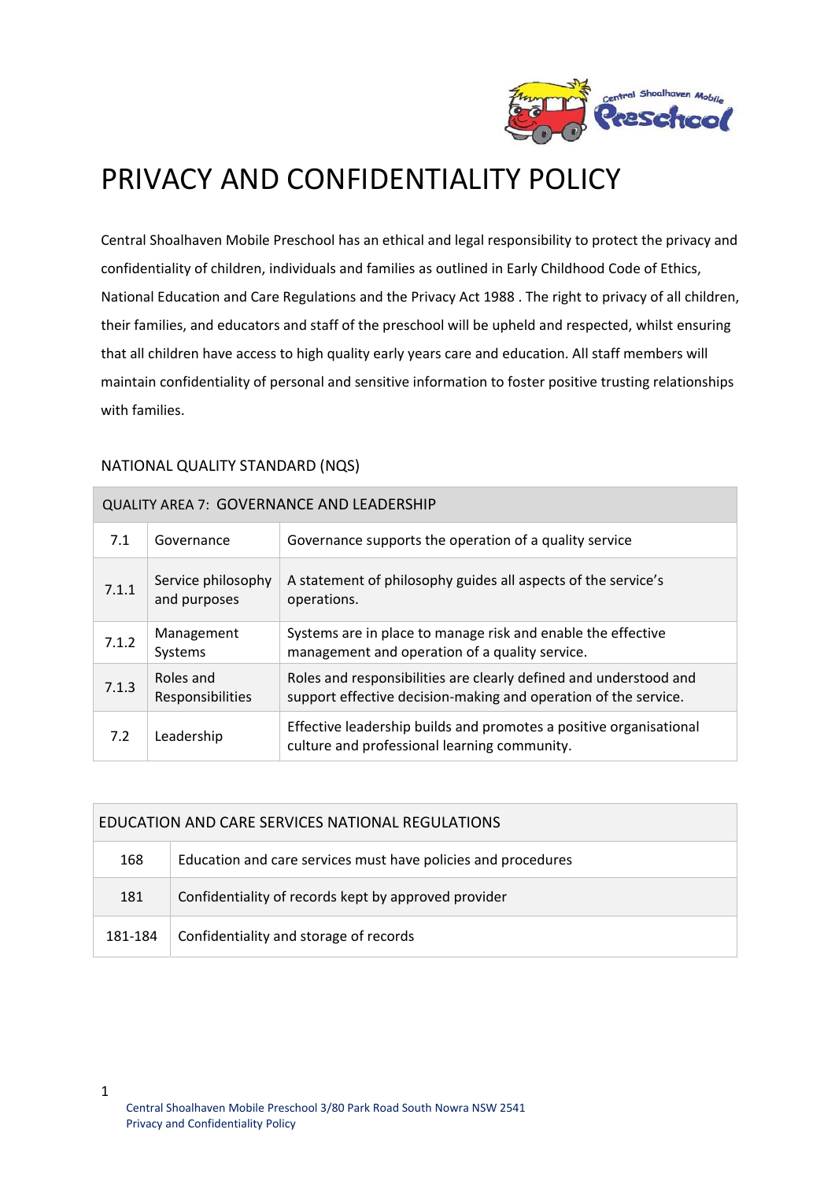# PRIVACY AND CONFIDENTIALITY POLICY

Central Shoalhaven Mobile Preschool has an ethical and legal responsibility to protect the privacy and confidentiality of children, individuals and families as outlined in Early Childhood Code of Ethics, National Education and Care Regulations and the Privacy Act 1988 . The right to privacy of all children, their families, and educators and staff of the preschool will be upheld and respected, whilst ensuring that all children have access to high quality early years care and education. All staff members will maintain confidentiality of personal and sensitive information to foster positive trusting relationships with families.

## NATIONAL QUALITY STANDARD (NQS)

| QUALITY AREA 7: GOVERNANCE AND LEADERSHIP | | |
|---|---|---|
| 7.1 | Governance | Governance supports the operation of a quality service |
| 7.1.1 | Service philosophy and purposes | A statement of philosophy guides all aspects of the service's operations. |
| 7.1.2 | Management Systems | Systems are in place to manage risk and enable the effective management and operation of a quality service. |
| 7.1.3 | Roles and Responsibilities | Roles and responsibilities are clearly defined and understood and support effective decision-making and operation of the service. |
| 7.2 | Leadership | Effective leadership builds and promotes a positive organisational culture and professional learning community. |

| EDUCATION AND CARE SERVICES NATIONAL REGULATIONS | |
|---|---|
| 168 | Education and care services must have policies and procedures |
| 181 | Confidentiality of records kept by approved provider |
| 181-184 | Confidentiality and storage of records |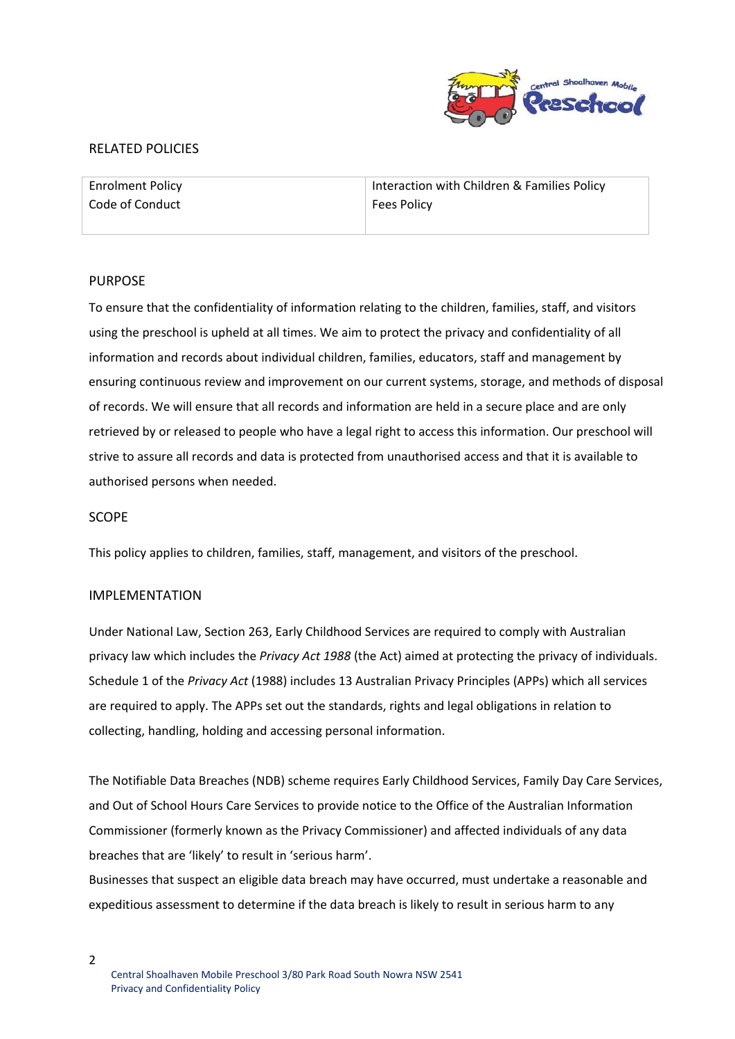## RELATED POLICIES

| Enrolment Policy<br>Code of Conduct | Interaction with Children & Families Policy<br>Fees Policy |
|---|---|

## PURPOSE

To ensure that the confidentiality of information relating to the children, families, staff, and visitors using the preschool is upheld at all times. We aim to protect the privacy and confidentiality of all information and records about individual children, families, educators, staff and management by ensuring continuous review and improvement on our current systems, storage, and methods of disposal of records. We will ensure that all records and information are held in a secure place and are only retrieved by or released to people who have a legal right to access this information. Our preschool will strive to assure all records and data is protected from unauthorised access and that it is available to authorised persons when needed.

## SCOPE

This policy applies to children, families, staff, management, and visitors of the preschool.

## IMPLEMENTATION

Under National Law, Section 263, Early Childhood Services are required to comply with Australian privacy law which includes the *Privacy Act 1988* (the Act) aimed at protecting the privacy of individuals. Schedule 1 of the *Privacy Act* (1988) includes 13 Australian Privacy Principles (APPs) which all services are required to apply. The APPs set out the standards, rights and legal obligations in relation to collecting, handling, holding and accessing personal information.

The Notifiable Data Breaches (NDB) scheme requires Early Childhood Services, Family Day Care Services, and Out of School Hours Care Services to provide notice to the Office of the Australian Information Commissioner (formerly known as the Privacy Commissioner) and affected individuals of any data breaches that are 'likely' to result in 'serious harm'.

Businesses that suspect an eligible data breach may have occurred, must undertake a reasonable and expeditious assessment to determine if the data breach is likely to result in serious harm to any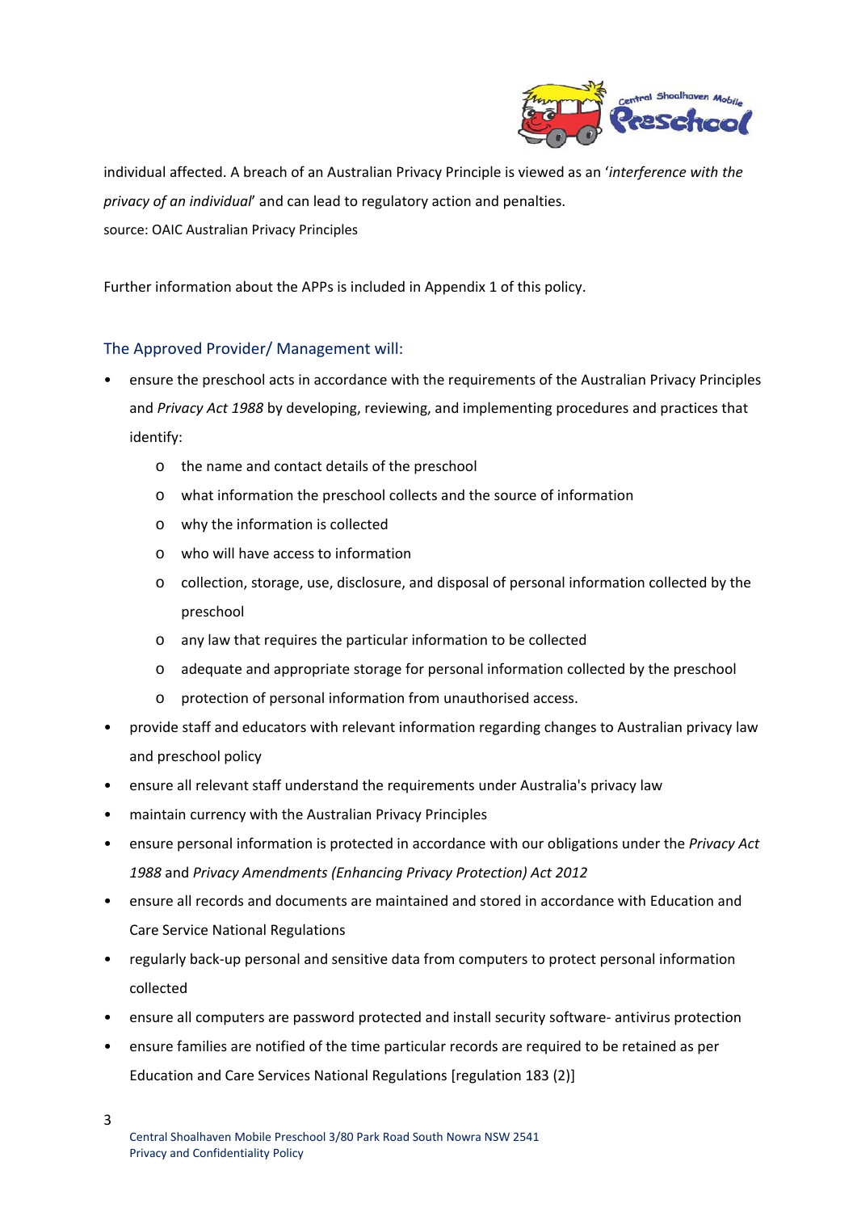individual affected. A breach of an Australian Privacy Principle is viewed as an '*interference with the privacy of an individual*' and can lead to regulatory action and penalties.
source: OAIC Australian Privacy Principles

Further information about the APPs is included in Appendix 1 of this policy.

### The Approved Provider/ Management will:

- ensure the preschool acts in accordance with the requirements of the Australian Privacy Principles and *Privacy Act 1988* by developing, reviewing, and implementing procedures and practices that identify:
  - the name and contact details of the preschool
  - what information the preschool collects and the source of information
  - why the information is collected
  - who will have access to information
  - collection, storage, use, disclosure, and disposal of personal information collected by the preschool
  - any law that requires the particular information to be collected
  - adequate and appropriate storage for personal information collected by the preschool
  - protection of personal information from unauthorised access.
- provide staff and educators with relevant information regarding changes to Australian privacy law and preschool policy
- ensure all relevant staff understand the requirements under Australia's privacy law
- maintain currency with the Australian Privacy Principles
- ensure personal information is protected in accordance with our obligations under the *Privacy Act 1988* and *Privacy Amendments (Enhancing Privacy Protection) Act 2012*
- ensure all records and documents are maintained and stored in accordance with Education and Care Service National Regulations
- regularly back-up personal and sensitive data from computers to protect personal information collected
- ensure all computers are password protected and install security software- antivirus protection
- ensure families are notified of the time particular records are required to be retained as per Education and Care Services National Regulations [regulation 183 (2)]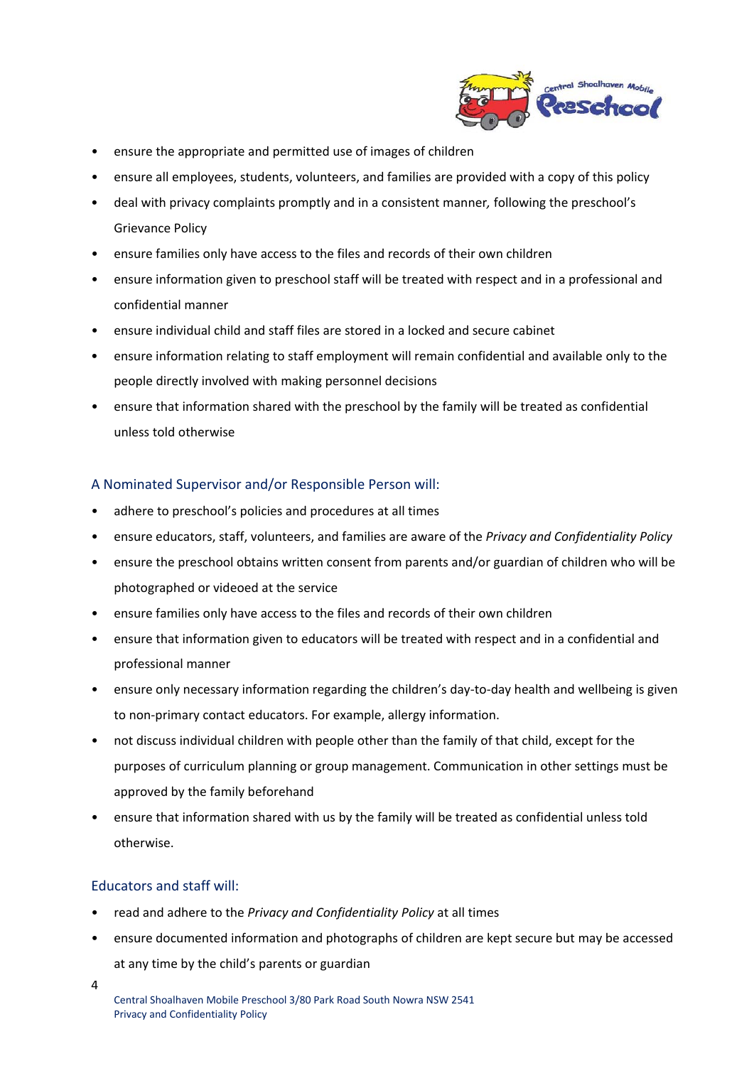- ensure the appropriate and permitted use of images of children
- ensure all employees, students, volunteers, and families are provided with a copy of this policy
- deal with privacy complaints promptly and in a consistent manner, following the preschool's Grievance Policy
- ensure families only have access to the files and records of their own children
- ensure information given to preschool staff will be treated with respect and in a professional and confidential manner
- ensure individual child and staff files are stored in a locked and secure cabinet
- ensure information relating to staff employment will remain confidential and available only to the people directly involved with making personnel decisions
- ensure that information shared with the preschool by the family will be treated as confidential unless told otherwise

### A Nominated Supervisor and/or Responsible Person will:

- adhere to preschool's policies and procedures at all times
- ensure educators, staff, volunteers, and families are aware of the *Privacy and Confidentiality Policy*
- ensure the preschool obtains written consent from parents and/or guardian of children who will be photographed or videoed at the service
- ensure families only have access to the files and records of their own children
- ensure that information given to educators will be treated with respect and in a confidential and professional manner
- ensure only necessary information regarding the children's day-to-day health and wellbeing is given to non-primary contact educators. For example, allergy information.
- not discuss individual children with people other than the family of that child, except for the purposes of curriculum planning or group management. Communication in other settings must be approved by the family beforehand
- ensure that information shared with us by the family will be treated as confidential unless told otherwise.

### Educators and staff will:

- read and adhere to the *Privacy and Confidentiality Policy* at all times
- ensure documented information and photographs of children are kept secure but may be accessed at any time by the child's parents or guardian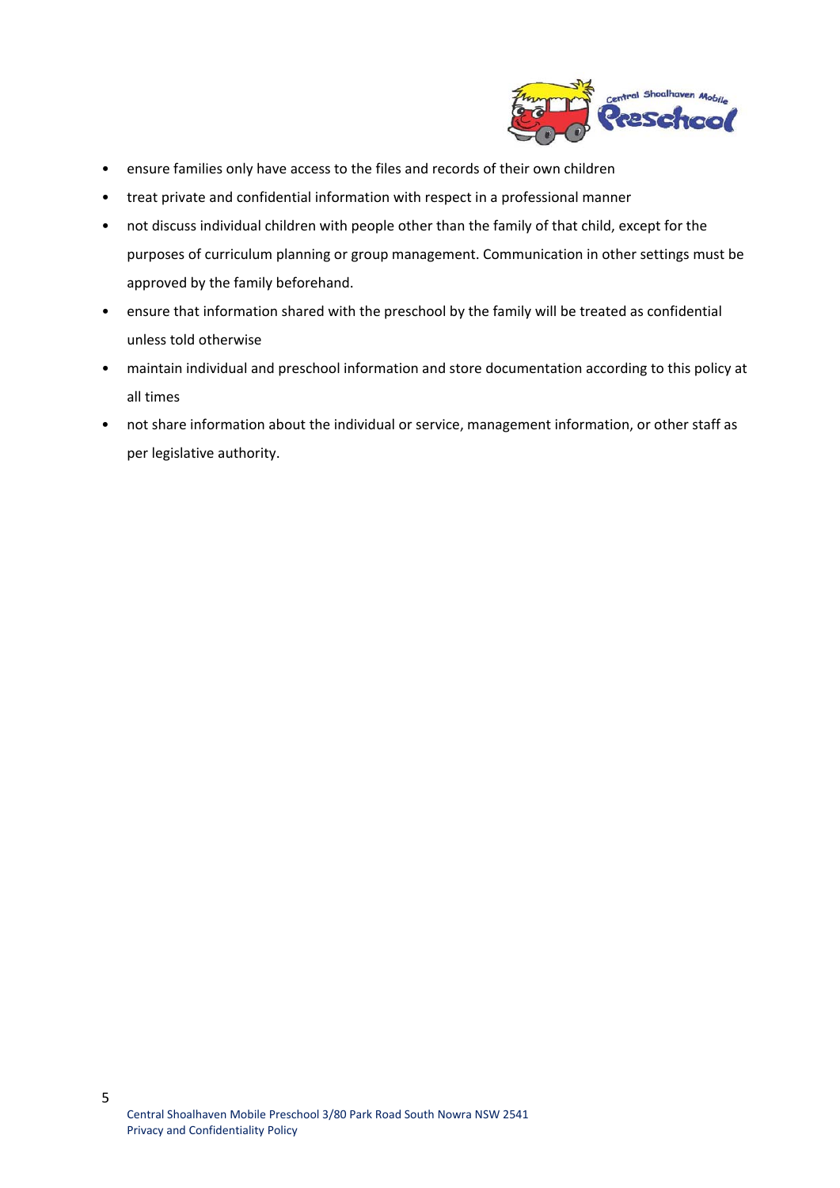- ensure families only have access to the files and records of their own children
- treat private and confidential information with respect in a professional manner
- not discuss individual children with people other than the family of that child, except for the purposes of curriculum planning or group management. Communication in other settings must be approved by the family beforehand.
- ensure that information shared with the preschool by the family will be treated as confidential unless told otherwise
- maintain individual and preschool information and store documentation according to this policy at all times
- not share information about the individual or service, management information, or other staff as per legislative authority.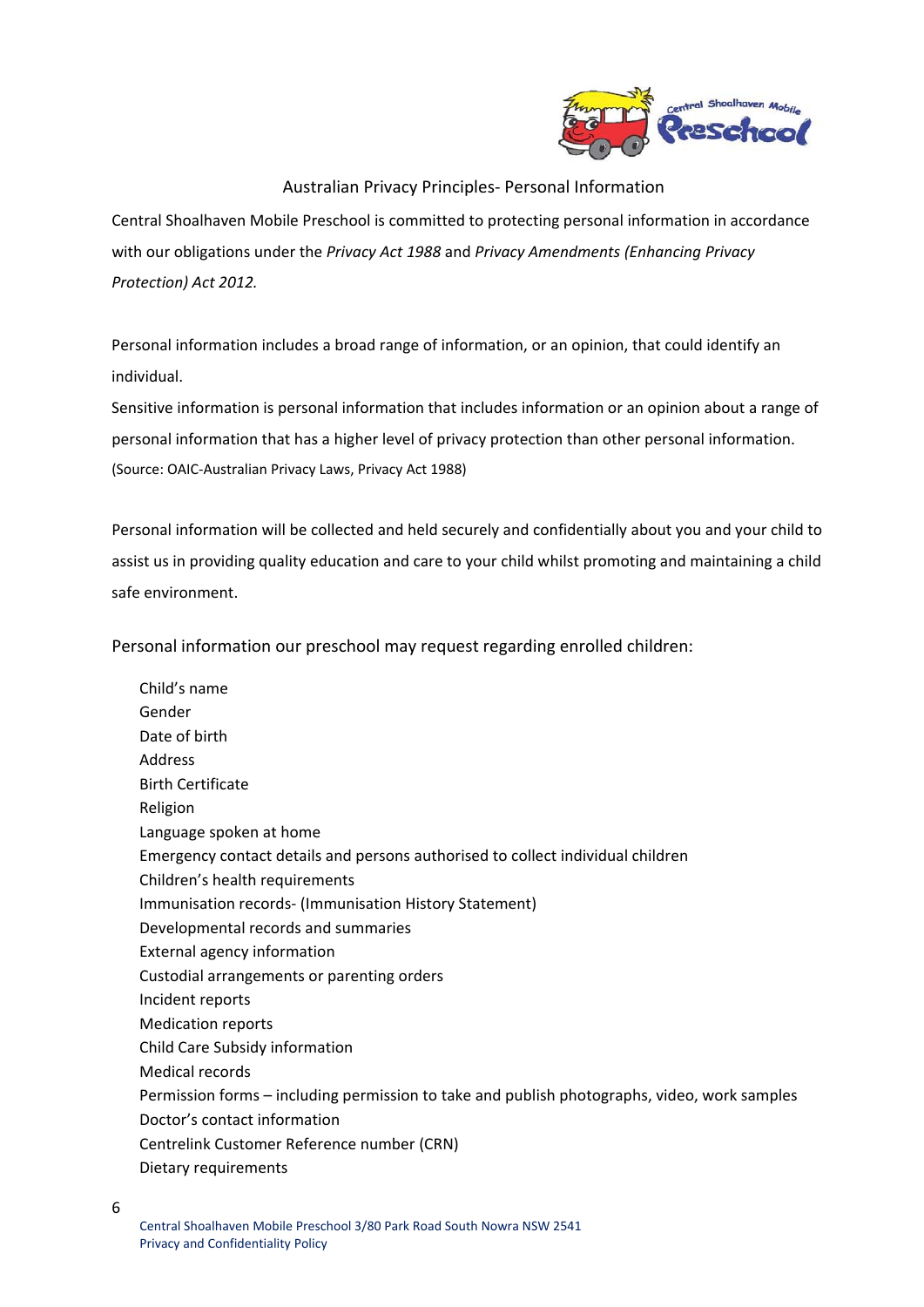## Australian Privacy Principles- Personal Information

Central Shoalhaven Mobile Preschool is committed to protecting personal information in accordance with our obligations under the *Privacy Act 1988* and *Privacy Amendments (Enhancing Privacy Protection) Act 2012.*

Personal information includes a broad range of information, or an opinion, that could identify an individual.

Sensitive information is personal information that includes information or an opinion about a range of personal information that has a higher level of privacy protection than other personal information.

(Source: OAIC-Australian Privacy Laws, Privacy Act 1988)

Personal information will be collected and held securely and confidentially about you and your child to assist us in providing quality education and care to your child whilst promoting and maintaining a child safe environment.

### Personal information our preschool may request regarding enrolled children:

- Child's name
- Gender
- Date of birth
- Address
- Birth Certificate
- Religion
- Language spoken at home
- Emergency contact details and persons authorised to collect individual children
- Children's health requirements
- Immunisation records- (Immunisation History Statement)
- Developmental records and summaries
- External agency information
- Custodial arrangements or parenting orders
- Incident reports
- Medication reports
- Child Care Subsidy information
- Medical records
- Permission forms – including permission to take and publish photographs, video, work samples
- Doctor's contact information
- Centrelink Customer Reference number (CRN)
- Dietary requirements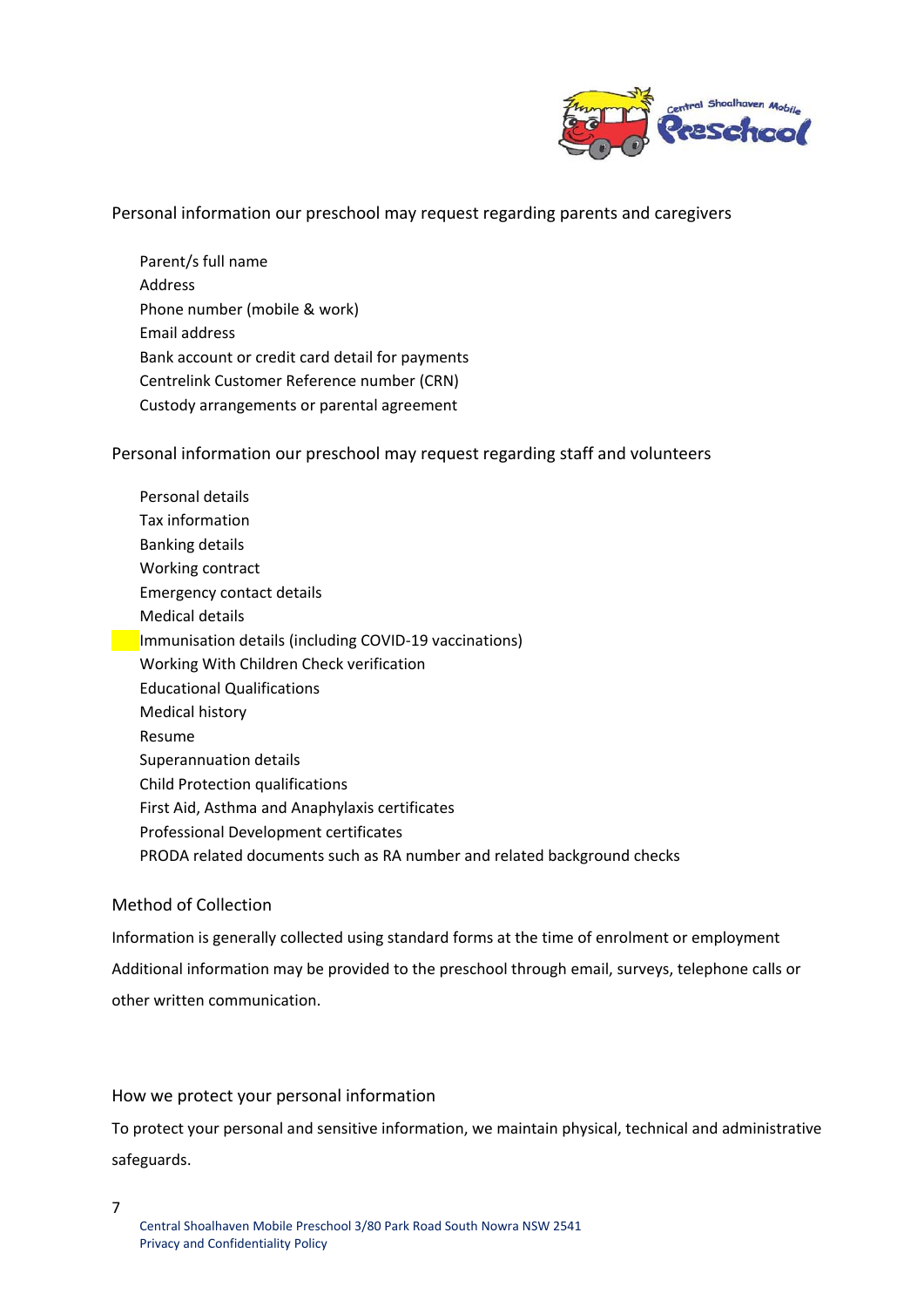Personal information our preschool may request regarding parents and caregivers

- Parent/s full name
- Address
- Phone number (mobile & work)
- Email address
- Bank account or credit card detail for payments
- Centrelink Customer Reference number (CRN)
- Custody arrangements or parental agreement

Personal information our preschool may request regarding staff and volunteers

- Personal details
- Tax information
- Banking details
- Working contract
- Emergency contact details
- Medical details
- Immunisation details (including COVID-19 vaccinations)
- Working With Children Check verification
- Educational Qualifications
- Medical history
- Resume
- Superannuation details
- Child Protection qualifications
- First Aid, Asthma and Anaphylaxis certificates
- Professional Development certificates
- PRODA related documents such as RA number and related background checks

## Method of Collection

Information is generally collected using standard forms at the time of enrolment or employment

Additional information may be provided to the preschool through email, surveys, telephone calls or other written communication.

## How we protect your personal information

To protect your personal and sensitive information, we maintain physical, technical and administrative safeguards.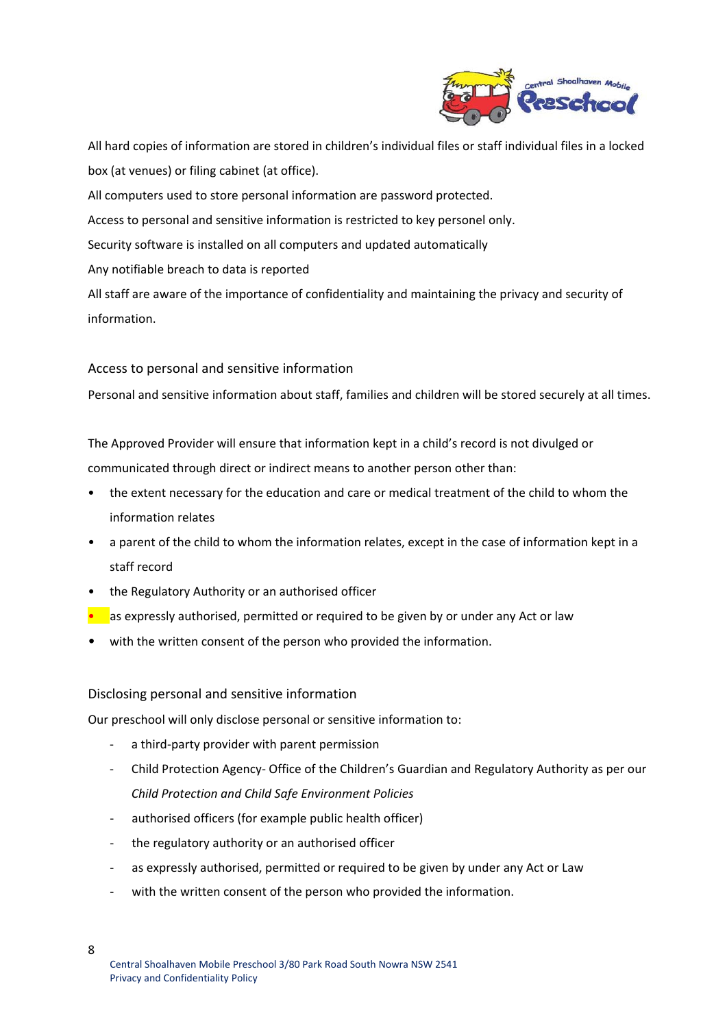All hard copies of information are stored in children's individual files or staff individual files in a locked box (at venues) or filing cabinet (at office).

All computers used to store personal information are password protected.

Access to personal and sensitive information is restricted to key personel only.

Security software is installed on all computers and updated automatically

Any notifiable breach to data is reported

All staff are aware of the importance of confidentiality and maintaining the privacy and security of information.

## Access to personal and sensitive information

Personal and sensitive information about staff, families and children will be stored securely at all times.

The Approved Provider will ensure that information kept in a child's record is not divulged or communicated through direct or indirect means to another person other than:

- the extent necessary for the education and care or medical treatment of the child to whom the information relates
- a parent of the child to whom the information relates, except in the case of information kept in a staff record
- the Regulatory Authority or an authorised officer
- as expressly authorised, permitted or required to be given by or under any Act or law
- with the written consent of the person who provided the information.

## Disclosing personal and sensitive information

Our preschool will only disclose personal or sensitive information to:

- a third-party provider with parent permission
- Child Protection Agency- Office of the Children's Guardian and Regulatory Authority as per our *Child Protection and Child Safe Environment Policies*
- authorised officers (for example public health officer)
- the regulatory authority or an authorised officer
- as expressly authorised, permitted or required to be given by under any Act or Law
- with the written consent of the person who provided the information.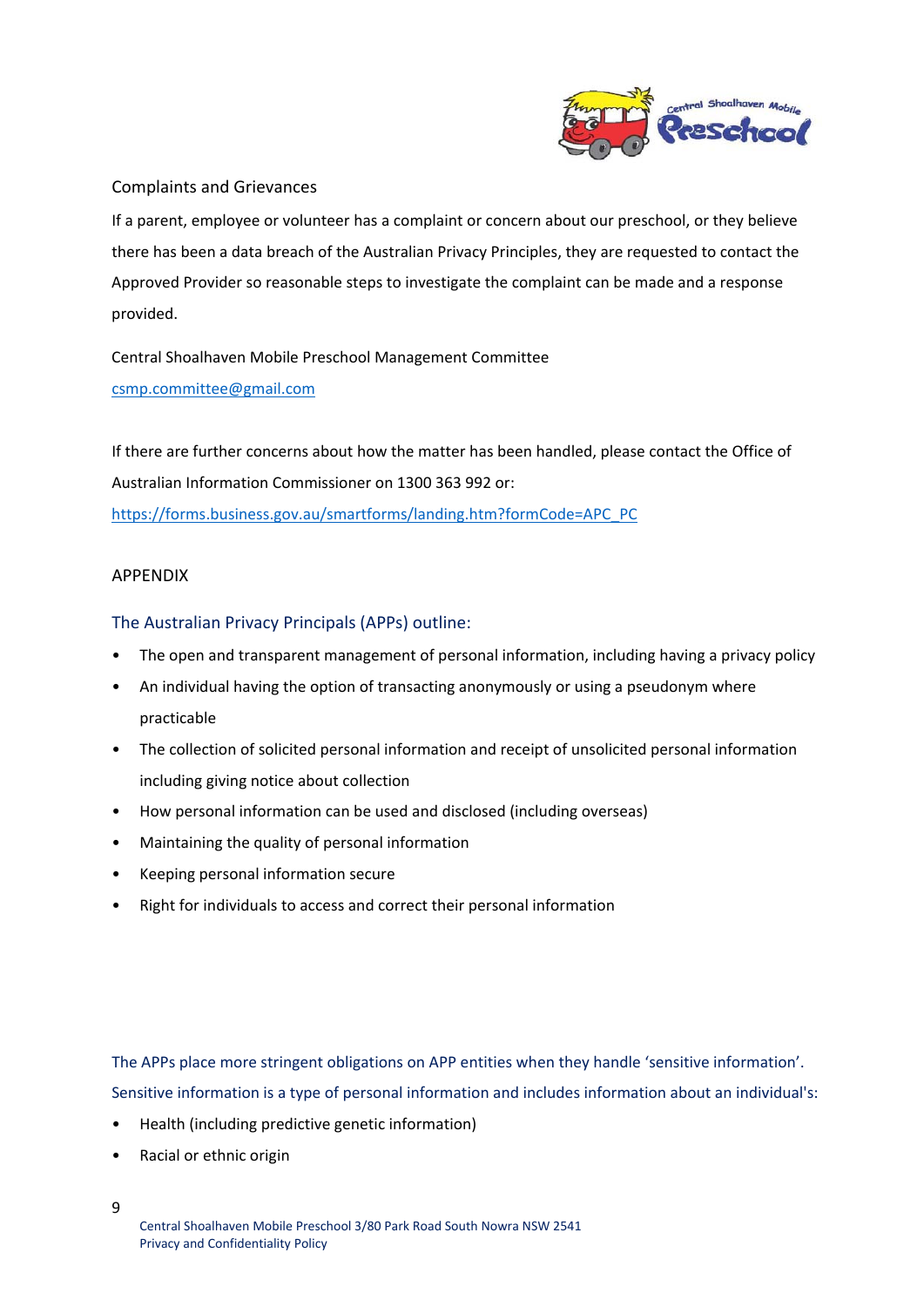## Complaints and Grievances

If a parent, employee or volunteer has a complaint or concern about our preschool, or they believe there has been a data breach of the Australian Privacy Principles, they are requested to contact the Approved Provider so reasonable steps to investigate the complaint can be made and a response provided.

Central Shoalhaven Mobile Preschool Management Committee

csmp.committee@gmail.com

If there are further concerns about how the matter has been handled, please contact the Office of Australian Information Commissioner on 1300 363 992 or:

https://forms.business.gov.au/smartforms/landing.htm?formCode=APC_PC

## APPENDIX

### The Australian Privacy Principals (APPs) outline:

- The open and transparent management of personal information, including having a privacy policy
- An individual having the option of transacting anonymously or using a pseudonym where practicable
- The collection of solicited personal information and receipt of unsolicited personal information including giving notice about collection
- How personal information can be used and disclosed (including overseas)
- Maintaining the quality of personal information
- Keeping personal information secure
- Right for individuals to access and correct their personal information

The APPs place more stringent obligations on APP entities when they handle 'sensitive information'. Sensitive information is a type of personal information and includes information about an individual's:

- Health (including predictive genetic information)
- Racial or ethnic origin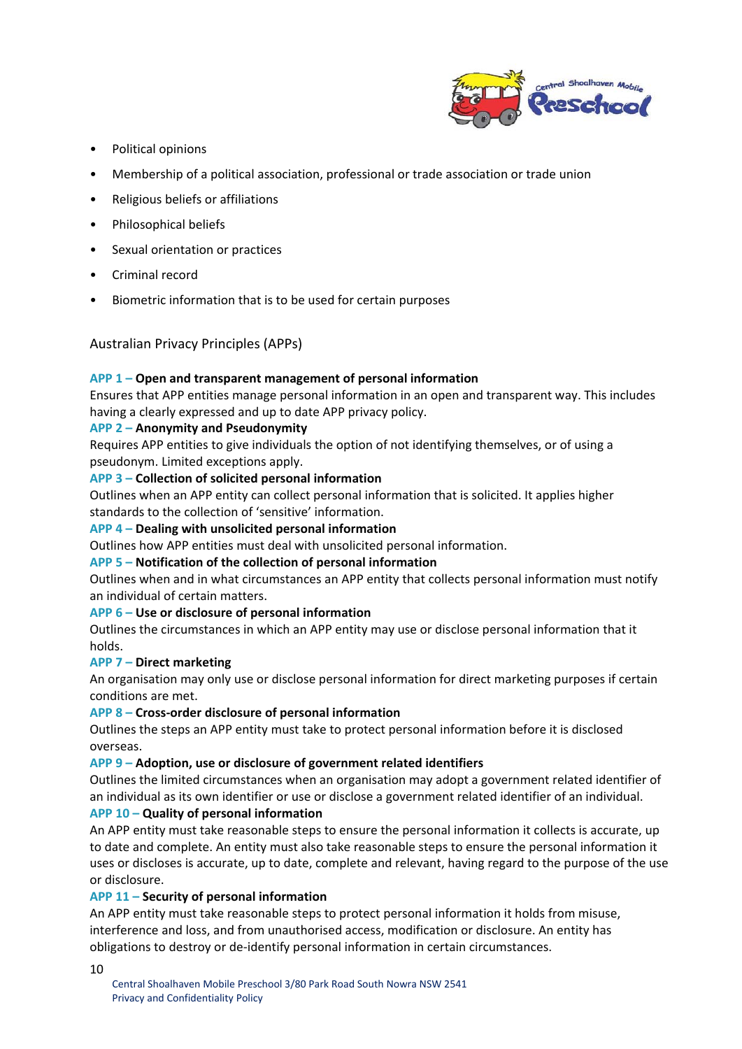- Political opinions
- Membership of a political association, professional or trade association or trade union
- Religious beliefs or affiliations
- Philosophical beliefs
- Sexual orientation or practices
- Criminal record
- Biometric information that is to be used for certain purposes

## Australian Privacy Principles (APPs)

**APP 1 – Open and transparent management of personal information**
Ensures that APP entities manage personal information in an open and transparent way. This includes having a clearly expressed and up to date APP privacy policy.

**APP 2 – Anonymity and Pseudonymity**
Requires APP entities to give individuals the option of not identifying themselves, or of using a pseudonym. Limited exceptions apply.

**APP 3 – Collection of solicited personal information**
Outlines when an APP entity can collect personal information that is solicited. It applies higher standards to the collection of 'sensitive' information.

**APP 4 – Dealing with unsolicited personal information**
Outlines how APP entities must deal with unsolicited personal information.

**APP 5 – Notification of the collection of personal information**
Outlines when and in what circumstances an APP entity that collects personal information must notify an individual of certain matters.

**APP 6 – Use or disclosure of personal information**
Outlines the circumstances in which an APP entity may use or disclose personal information that it holds.

**APP 7 – Direct marketing**
An organisation may only use or disclose personal information for direct marketing purposes if certain conditions are met.

**APP 8 – Cross-order disclosure of personal information**
Outlines the steps an APP entity must take to protect personal information before it is disclosed overseas.

**APP 9 – Adoption, use or disclosure of government related identifiers**
Outlines the limited circumstances when an organisation may adopt a government related identifier of an individual as its own identifier or use or disclose a government related identifier of an individual.

**APP 10 – Quality of personal information**
An APP entity must take reasonable steps to ensure the personal information it collects is accurate, up to date and complete. An entity must also take reasonable steps to ensure the personal information it uses or discloses is accurate, up to date, complete and relevant, having regard to the purpose of the use or disclosure.

**APP 11 – Security of personal information**
An APP entity must take reasonable steps to protect personal information it holds from misuse, interference and loss, and from unauthorised access, modification or disclosure. An entity has obligations to destroy or de-identify personal information in certain circumstances.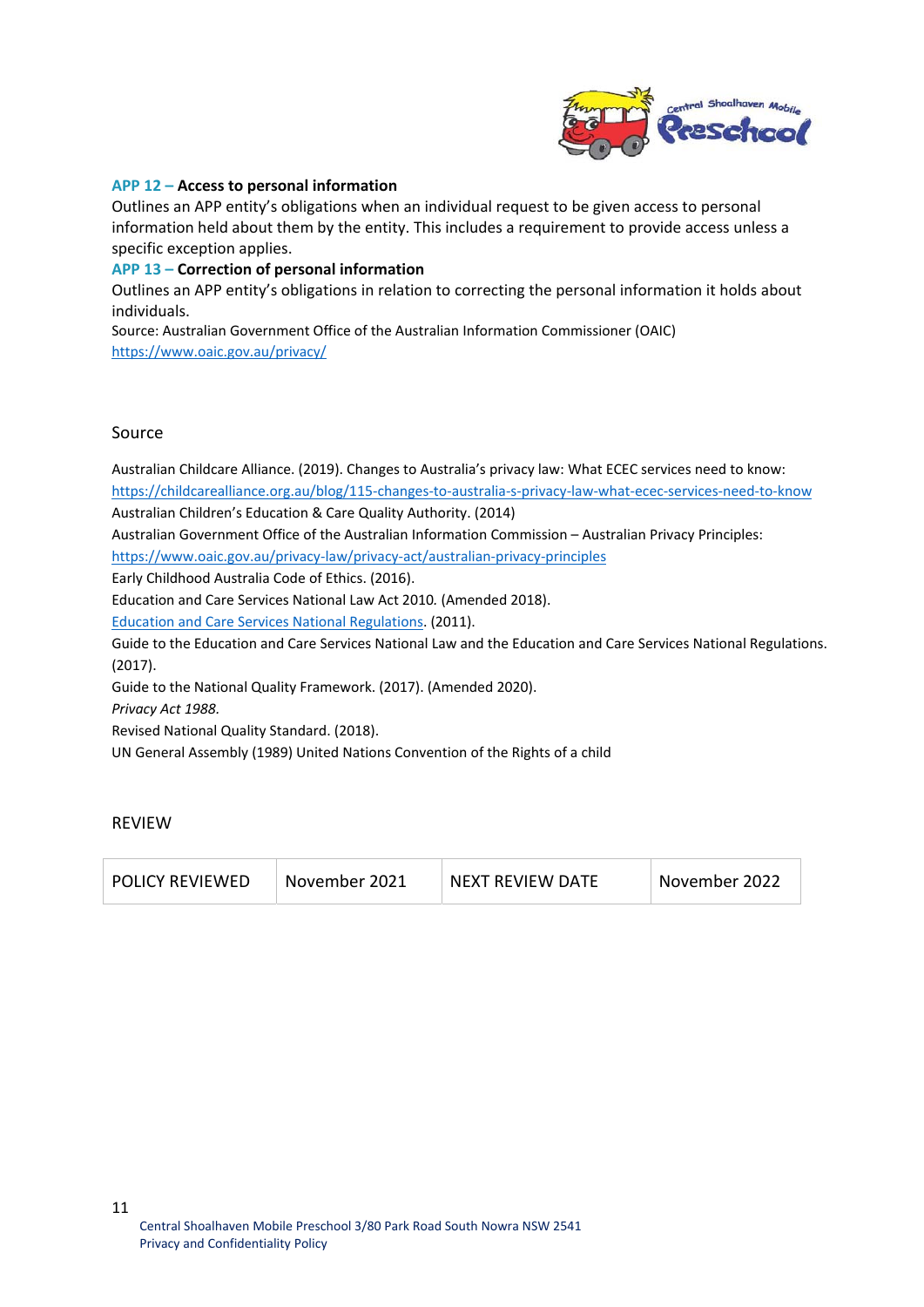**APP 12 – Access to personal information**

Outlines an APP entity's obligations when an individual request to be given access to personal information held about them by the entity. This includes a requirement to provide access unless a specific exception applies.

**APP 13 – Correction of personal information**

Outlines an APP entity's obligations in relation to correcting the personal information it holds about individuals.

Source: Australian Government Office of the Australian Information Commissioner (OAIC) https://www.oaic.gov.au/privacy/

## Source

Australian Childcare Alliance. (2019). Changes to Australia's privacy law: What ECEC services need to know: https://childcarealliance.org.au/blog/115-changes-to-australia-s-privacy-law-what-ecec-services-need-to-know

Australian Children's Education & Care Quality Authority. (2014)

Australian Government Office of the Australian Information Commission – Australian Privacy Principles: https://www.oaic.gov.au/privacy-law/privacy-act/australian-privacy-principles

Early Childhood Australia Code of Ethics. (2016).

Education and Care Services National Law Act 2010. (Amended 2018).

Education and Care Services National Regulations. (2011).

Guide to the Education and Care Services National Law and the Education and Care Services National Regulations. (2017).

Guide to the National Quality Framework. (2017). (Amended 2020).

*Privacy Act 1988*.

Revised National Quality Standard. (2018).

UN General Assembly (1989) United Nations Convention of the Rights of a child

## REVIEW

| | | | |
|---|---|---|---|
| POLICY REVIEWED | November 2021 | NEXT REVIEW DATE | November 2022 |